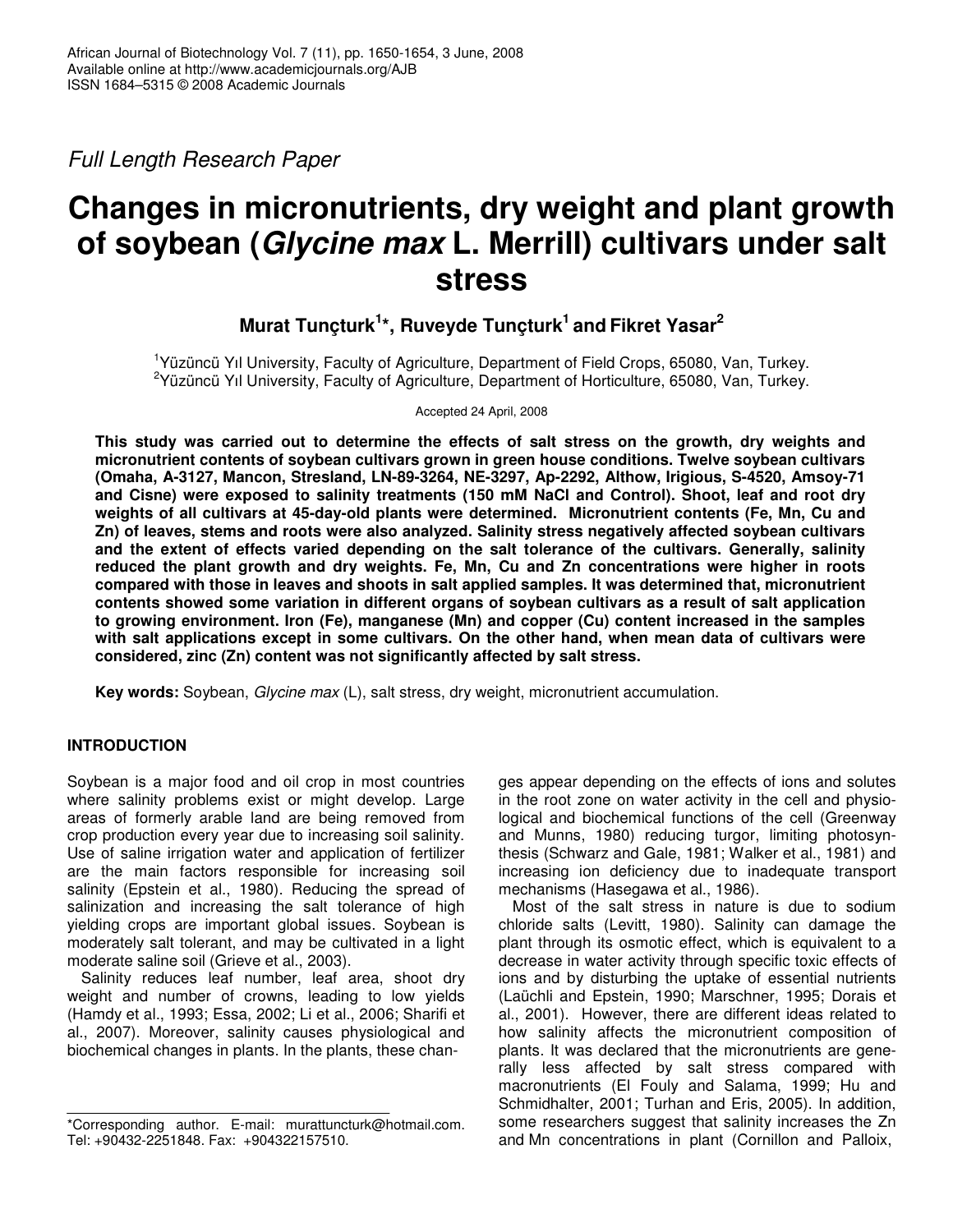*Full Length Research Paper*

# Changes in micronutrients, dry weight and plant growth of soybean (*Glycine max* L. Merrill) cultivars under salt stress

**Murat Tunçturk[1]*, Ruveyde Tunçturk[1] and Fikret Yasar[2]**

[1]Yüzüncü Yıl University, Faculty of Agriculture, Department of Field Crops, 65080, Van, Turkey.
[2]Yüzüncü Yıl University, Faculty of Agriculture, Department of Horticulture, 65080, Van, Turkey.

Accepted 24 April, 2008

**This study was carried out to determine the effects of salt stress on the growth, dry weights and micronutrient contents of soybean cultivars grown in green house conditions. Twelve soybean cultivars (Omaha, A-3127, Mancon, Stresland, LN-89-3264, NE-3297, Ap-2292, Althow, Irigious, S-4520, Amsoy-71 and Cisne) were exposed to salinity treatments (150 mM NaCl and Control). Shoot, leaf and root dry weights of all cultivars at 45-day-old plants were determined. Micronutrient contents (Fe, Mn, Cu and Zn) of leaves, stems and roots were also analyzed. Salinity stress negatively affected soybean cultivars and the extent of effects varied depending on the salt tolerance of the cultivars. Generally, salinity reduced the plant growth and dry weights. Fe, Mn, Cu and Zn concentrations were higher in roots compared with those in leaves and shoots in salt applied samples. It was determined that, micronutrient contents showed some variation in different organs of soybean cultivars as a result of salt application to growing environment. Iron (Fe), manganese (Mn) and copper (Cu) content increased in the samples with salt applications except in some cultivars. On the other hand, when mean data of cultivars were considered, zinc (Zn) content was not significantly affected by salt stress.**

**Key words:** Soybean, *Glycine max* (L), salt stress, dry weight, micronutrient accumulation.

## INTRODUCTION

Soybean is a major food and oil crop in most countries where salinity problems exist or might develop. Large areas of formerly arable land are being removed from crop production every year due to increasing soil salinity. Use of saline irrigation water and application of fertilizer are the main factors responsible for increasing soil salinity (Epstein et al., 1980). Reducing the spread of salinization and increasing the salt tolerance of high yielding crops are important global issues. Soybean is moderately salt tolerant, and may be cultivated in a light moderate saline soil (Grieve et al., 2003).

Salinity reduces leaf number, leaf area, shoot dry weight and number of crowns, leading to low yields (Hamdy et al., 1993; Essa, 2002; Li et al., 2006; Sharifi et al., 2007). Moreover, salinity causes physiological and biochemical changes in plants. In the plants, these changes appear depending on the effects of ions and solutes in the root zone on water activity in the cell and physiological and biochemical functions of the cell (Greenway and Munns, 1980) reducing turgor, limiting photosynthesis (Schwarz and Gale, 1981; Walker et al., 1981) and increasing ion deficiency due to inadequate transport mechanisms (Hasegawa et al., 1986).

Most of the salt stress in nature is due to sodium chloride salts (Levitt, 1980). Salinity can damage the plant through its osmotic effect, which is equivalent to a decrease in water activity through specific toxic effects of ions and by disturbing the uptake of essential nutrients (Laüchli and Epstein, 1990; Marschner, 1995; Dorais et al., 2001). However, there are different ideas related to how salinity affects the micronutrient composition of plants. It was declared that the micronutrients are generally less affected by salt stress compared with macronutrients (El Fouly and Salama, 1999; Hu and Schmidhalter, 2001; Turhan and Eris, 2005). In addition, some researchers suggest that salinity increases the Zn and Mn concentrations in plant (Cornillon and Palloix,

*Corresponding author. E-mail: murattuncturk@hotmail.com. Tel: +90432-2251848. Fax: +904322157510.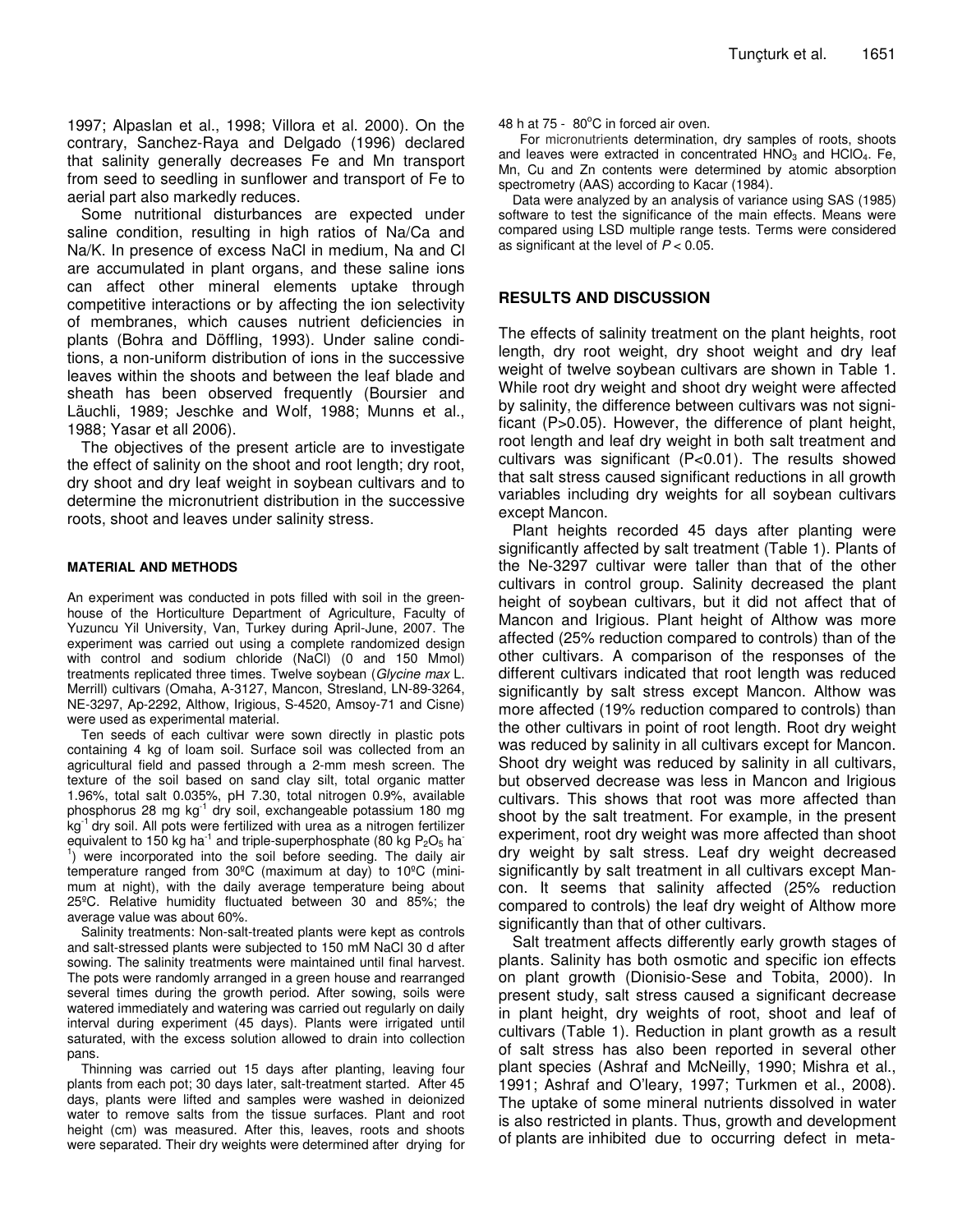1997; Alpaslan et al., 1998; Villora et al. 2000). On the contrary, Sanchez-Raya and Delgado (1996) declared that salinity generally decreases Fe and Mn transport from seed to seedling in sunflower and transport of Fe to aerial part also markedly reduces.

Some nutritional disturbances are expected under saline condition, resulting in high ratios of Na/Ca and Na/K. In presence of excess NaCl in medium, Na and Cl are accumulated in plant organs, and these saline ions can affect other mineral elements uptake through competitive interactions or by affecting the ion selectivity of membranes, which causes nutrient deficiencies in plants (Bohra and Döffling, 1993). Under saline conditions, a non-uniform distribution of ions in the successive leaves within the shoots and between the leaf blade and sheath has been observed frequently (Boursier and Läuchli, 1989; Jeschke and Wolf, 1988; Munns et al., 1988; Yasar et all 2006).

The objectives of the present article are to investigate the effect of salinity on the shoot and root length; dry root, dry shoot and dry leaf weight in soybean cultivars and to determine the micronutrient distribution in the successive roots, shoot and leaves under salinity stress.

## MATERIAL AND METHODS

An experiment was conducted in pots filled with soil in the greenhouse of the Horticulture Department of Agriculture, Faculty of Yuzuncu Yil University, Van, Turkey during April-June, 2007. The experiment was carried out using a complete randomized design with control and sodium chloride (NaCl) (0 and 150 Mmol) treatments replicated three times. Twelve soybean (*Glycine max* L. Merrill) cultivars (Omaha, A-3127, Mancon, Stresland, LN-89-3264, NE-3297, Ap-2292, Althow, Irigious, S-4520, Amsoy-71 and Cisne) were used as experimental material.

Ten seeds of each cultivar were sown directly in plastic pots containing 4 kg of loam soil. Surface soil was collected from an agricultural field and passed through a 2-mm mesh screen. The texture of the soil based on sand clay silt, total organic matter 1.96%, total salt 0.035%, pH 7.30, total nitrogen 0.9%, available phosphorus 28 mg $kg^{-1}$ dry soil, exchangeable potassium 180 mg $kg^{-1}$ dry soil. All pots were fertilized with urea as a nitrogen fertilizer equivalent to 150 kg $ha^{-1}$ and triple-superphosphate (80 kg $P_2O_5$ $ha^{-1}$) were incorporated into the soil before seeding. The daily air temperature ranged from 30ºC (maximum at day) to 10ºC (minimum at night), with the daily average temperature being about 25ºC. Relative humidity fluctuated between 30 and 85%; the average value was about 60%.

Salinity treatments: Non-salt-treated plants were kept as controls and salt-stressed plants were subjected to 150 mM NaCl 30 d after sowing. The salinity treatments were maintained until final harvest. The pots were randomly arranged in a green house and rearranged several times during the growth period. After sowing, soils were watered immediately and watering was carried out regularly on daily interval during experiment (45 days). Plants were irrigated until saturated, with the excess solution allowed to drain into collection pans.

Thinning was carried out 15 days after planting, leaving four plants from each pot; 30 days later, salt-treatment started. After 45 days, plants were lifted and samples were washed in deionized water to remove salts from the tissue surfaces. Plant and root height (cm) was measured. After this, leaves, roots and shoots were separated. Their dry weights were determined after drying for 48 h at 75 - 80°C in forced air oven.

For micronutrients determination, dry samples of roots, shoots and leaves were extracted in concentrated $HNO_3$ and $HClO_4$. Fe, Mn, Cu and Zn contents were determined by atomic absorption spectrometry (AAS) according to Kacar (1984).

Data were analyzed by an analysis of variance using SAS (1985) software to test the significance of the main effects. Means were compared using LSD multiple range tests. Terms were considered as significant at the level of $P < 0.05$.

## RESULTS AND DISCUSSION

The effects of salinity treatment on the plant heights, root length, dry root weight, dry shoot weight and dry leaf weight of twelve soybean cultivars are shown in Table 1. While root dry weight and shoot dry weight were affected by salinity, the difference between cultivars was not significant ($P>0.05$). However, the difference of plant height, root length and leaf dry weight in both salt treatment and cultivars was significant ($P<0.01$). The results showed that salt stress caused significant reductions in all growth variables including dry weights for all soybean cultivars except Mancon.

Plant heights recorded 45 days after planting were significantly affected by salt treatment (Table 1). Plants of the Ne-3297 cultivar were taller than that of the other cultivars in control group. Salinity decreased the plant height of soybean cultivars, but it did not affect that of Mancon and Irigious. Plant height of Althow was more affected (25% reduction compared to controls) than of the other cultivars. A comparison of the responses of the different cultivars indicated that root length was reduced significantly by salt stress except Mancon. Althow was more affected (19% reduction compared to controls) than the other cultivars in point of root length. Root dry weight was reduced by salinity in all cultivars except for Mancon. Shoot dry weight was reduced by salinity in all cultivars, but observed decrease was less in Mancon and Irigious cultivars. This shows that root was more affected than shoot by the salt treatment. For example, in the present experiment, root dry weight was more affected than shoot dry weight by salt stress. Leaf dry weight decreased significantly by salt treatment in all cultivars except Mancon. It seems that salinity affected (25% reduction compared to controls) the leaf dry weight of Althow more significantly than that of other cultivars.

Salt treatment affects differently early growth stages of plants. Salinity has both osmotic and specific ion effects on plant growth (Dionisio-Sese and Tobita, 2000). In present study, salt stress caused a significant decrease in plant height, dry weights of root, shoot and leaf of cultivars (Table 1). Reduction in plant growth as a result of salt stress has also been reported in several other plant species (Ashraf and McNeilly, 1990; Mishra et al., 1991; Ashraf and O'leary, 1997; Turkmen et al., 2008). The uptake of some mineral nutrients dissolved in water is also restricted in plants. Thus, growth and development of plants are inhibited due to occurring defect in meta-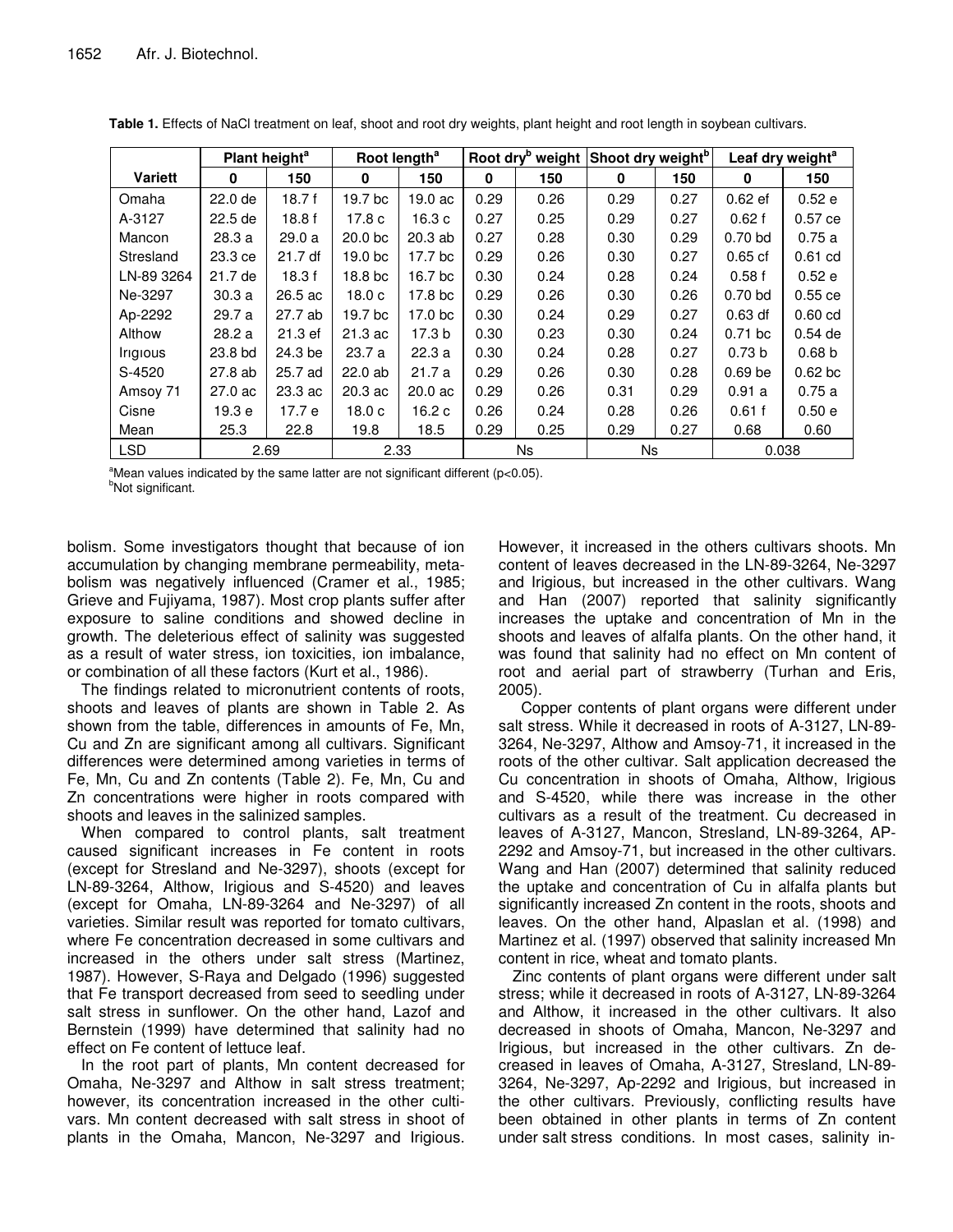**Table 1.** Effects of NaCl treatment on leaf, shoot and root dry weights, plant height and root length in soybean cultivars.

| | Plant height[a] | | Root length[a] | | Root dry[b] weight | | Shoot dry weight[b] | | Leaf dry weight[a] | |
|---|---|---|---|---|---|---|---|---|---|---|
| **Variett** | **0** | **150** | **0** | **150** | **0** | **150** | **0** | **150** | **0** | **150** |
| Omaha | 22.0 de | 18.7 f | 19.7 bc | 19.0 ac | 0.29 | 0.26 | 0.29 | 0.27 | 0.62 ef | 0.52 e |
| A-3127 | 22.5 de | 18.8 f | 17.8 c | 16.3 c | 0.27 | 0.25 | 0.29 | 0.27 | 0.62 f | 0.57 ce |
| Mancon | 28.3 a | 29.0 a | 20.0 bc | 20.3 ab | 0.27 | 0.28 | 0.30 | 0.29 | 0.70 bd | 0.75 a |
| Stresland | 23.3 ce | 21.7 df | 19.0 bc | 17.7 bc | 0.29 | 0.26 | 0.30 | 0.27 | 0.65 cf | 0.61 cd |
| LN-89 3264 | 21.7 de | 18.3 f | 18.8 bc | 16.7 bc | 0.30 | 0.24 | 0.28 | 0.24 | 0.58 f | 0.52 e |
| Ne-3297 | 30.3 a | 26.5 ac | 18.0 c | 17.8 bc | 0.29 | 0.26 | 0.30 | 0.26 | 0.70 bd | 0.55 ce |
| Ap-2292 | 29.7 a | 27.7 ab | 19.7 bc | 17.0 bc | 0.30 | 0.24 | 0.29 | 0.27 | 0.63 df | 0.60 cd |
| Althow | 28.2 a | 21.3 ef | 21.3 ac | 17.3 b | 0.30 | 0.23 | 0.30 | 0.24 | 0.71 bc | 0.54 de |
| Irigious | 23.8 bd | 24.3 be | 23.7 a | 22.3 a | 0.30 | 0.24 | 0.28 | 0.27 | 0.73 b | 0.68 b |
| S-4520 | 27.8 ab | 25.7 ad | 22.0 ab | 21.7 a | 0.29 | 0.26 | 0.30 | 0.28 | 0.69 be | 0.62 bc |
| Amsoy 71 | 27.0 ac | 23.3 ac | 20.3 ac | 20.0 ac | 0.29 | 0.26 | 0.31 | 0.29 | 0.91 a | 0.75 a |
| Cisne | 19.3 e | 17.7 e | 18.0 c | 16.2 c | 0.26 | 0.24 | 0.28 | 0.26 | 0.61 f | 0.50 e |
| Mean | 25.3 | 22.8 | 19.8 | 18.5 | 0.29 | 0.25 | 0.29 | 0.27 | 0.68 | 0.60 |
| LSD | 2.69 | | 2.33 | | Ns | | Ns | | 0.038 | |

[a]Mean values indicated by the same latter are not significant different ($p<0.05$).
[b]Not significant.

bolism. Some investigators thought that because of ion accumulation by changing membrane permeability, metabolism was negatively influenced (Cramer et al., 1985; Grieve and Fujiyama, 1987). Most crop plants suffer after exposure to saline conditions and showed decline in growth. The deleterious effect of salinity was suggested as a result of water stress, ion toxicities, ion imbalance, or combination of all these factors (Kurt et al., 1986).

The findings related to micronutrient contents of roots, shoots and leaves of plants are shown in Table 2. As shown from the table, differences in amounts of Fe, Mn, Cu and Zn are significant among all cultivars. Significant differences were determined among varieties in terms of Fe, Mn, Cu and Zn contents (Table 2). Fe, Mn, Cu and Zn concentrations were higher in roots compared with shoots and leaves in the salinized samples.

When compared to control plants, salt treatment caused significant increases in Fe content in roots (except for Stresland and Ne-3297), shoots (except for LN-89-3264, Althow, Irigious and S-4520) and leaves (except for Omaha, LN-89-3264 and Ne-3297) of all varieties. Similar result was reported for tomato cultivars, where Fe concentration decreased in some cultivars and increased in the others under salt stress (Martinez, 1987). However, S-Raya and Delgado (1996) suggested that Fe transport decreased from seed to seedling under salt stress in sunflower. On the other hand, Lazof and Bernstein (1999) have determined that salinity had no effect on Fe content of lettuce leaf.

In the root part of plants, Mn content decreased for Omaha, Ne-3297 and Althow in salt stress treatment; however, its concentration increased in the other cultivars. Mn content decreased with salt stress in shoot of plants in the Omaha, Mancon, Ne-3297 and Irigious. However, it increased in the others cultivars shoots. Mn content of leaves decreased in the LN-89-3264, Ne-3297 and Irigious, but increased in the other cultivars. Wang and Han (2007) reported that salinity significantly increases the uptake and concentration of Mn in the shoots and leaves of alfalfa plants. On the other hand, it was found that salinity had no effect on Mn content of root and aerial part of strawberry (Turhan and Eris, 2005).

Copper contents of plant organs were different under salt stress. While it decreased in roots of A-3127, LN-89-3264, Ne-3297, Althow and Amsoy-71, it increased in the roots of the other cultivar. Salt application decreased the Cu concentration in shoots of Omaha, Althow, Irigious and S-4520, while there was increase in the other cultivars as a result of the treatment. Cu decreased in leaves of A-3127, Mancon, Stresland, LN-89-3264, AP-2292 and Amsoy-71, but increased in the other cultivars. Wang and Han (2007) determined that salinity reduced the uptake and concentration of Cu in alfalfa plants but significantly increased Zn content in the roots, shoots and leaves. On the other hand, Alpaslan et al. (1998) and Martinez et al. (1997) observed that salinity increased Mn content in rice, wheat and tomato plants.

Zinc contents of plant organs were different under salt stress; while it decreased in roots of A-3127, LN-89-3264 and Althow, it increased in the other cultivars. It also decreased in shoots of Omaha, Mancon, Ne-3297 and Irigious, but increased in the other cultivars. Zn decreased in leaves of Omaha, A-3127, Stresland, LN-89-3264, Ne-3297, Ap-2292 and Irigious, but increased in the other cultivars. Previously, conflicting results have been obtained in other plants in terms of Zn content under salt stress conditions. In most cases, salinity in-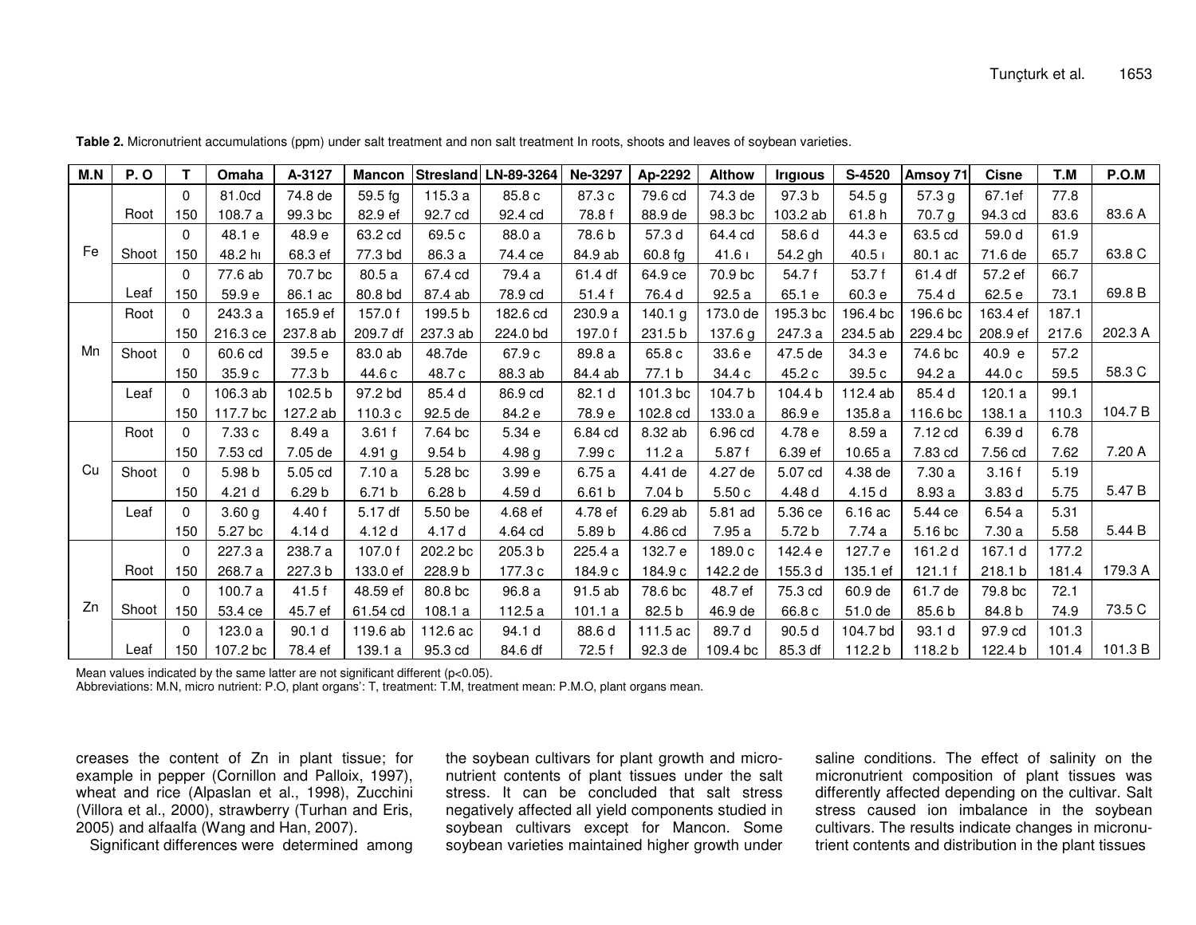**Table 2.** Micronutrient accumulations (ppm) under salt treatment and non salt treatment In roots, shoots and leaves of soybean varieties.

| M.N | P. O | T | Omaha | A-3127 | Mancon | Stresland | LN-89-3264 | Ne-3297 | Ap-2292 | Althow | Irıgıous | S-4520 | Amsoy 71 | Cisne | T.M | P.O.M |
|---|---|---|---|---|---|---|---|---|---|---|---|---|---|---|---|---|
| Fe | Root | 0 | 81.0cd | 74.8 de | 59.5 fg | 115.3 a | 85.8 c | 87.3 c | 79.6 cd | 74.3 de | 97.3 b | 54.5 g | 57.3 g | 67.1ef | 77.8 | |
| | | 150 | 108.7 a | 99.3 bc | 82.9 ef | 92.7 cd | 92.4 cd | 78.8 f | 88.9 de | 98.3 bc | 103.2 ab | 61.8 h | 70.7 g | 94.3 cd | 83.6 | 83.6 A |
| | Shoot | 0 | 48.1 e | 48.9 e | 63.2 cd | 69.5 c | 88.0 a | 78.6 b | 57.3 d | 64.4 cd | 58.6 d | 44.3 e | 63.5 cd | 59.0 d | 61.9 | |
| | | 150 | 48.2 hı | 68.3 ef | 77.3 bd | 86.3 a | 74.4 ce | 84.9 ab | 60.8 fg | 41.6 ı | 54.2 gh | 40.5 ı | 80.1 ac | 71.6 de | 65.7 | 63.8 C |
| | Leaf | 0 | 77.6 ab | 70.7 bc | 80.5 a | 67.4 cd | 79.4 a | 61.4 df | 64.9 ce | 70.9 bc | 54.7 f | 53.7 f | 61.4 df | 57.2 ef | 66.7 | |
| | | 150 | 59.9 e | 86.1 ac | 80.8 bd | 87.4 ab | 78.9 cd | 51.4 f | 76.4 d | 92.5 a | 65.1 e | 60.3 e | 75.4 d | 62.5 e | 73.1 | 69.8 B |
| Mn | Root | 0 | 243.3 a | 165.9 ef | 157.0 f | 199.5 b | 182.6 cd | 230.9 a | 140.1 g | 173.0 de | 195.3 bc | 196.4 bc | 196.6 bc | 163.4 ef | 187.1 | |
| | | 150 | 216.3 ce | 237.8 ab | 209.7 df | 237.3 ab | 224.0 bd | 197.0 f | 231.5 b | 137.6 g | 247.3 a | 234.5 ab | 229.4 bc | 208.9 ef | 217.6 | 202.3 A |
| | Shoot | 0 | 60.6 cd | 39.5 e | 83.0 ab | 48.7de | 67.9 c | 89.8 a | 65.8 c | 33.6 e | 47.5 de | 34.3 e | 74.6 bc | 40.9 e | 57.2 | |
| | | 150 | 35.9 c | 77.3 b | 44.6 c | 48.7 c | 88.3 ab | 84.4 ab | 77.1 b | 34.4 c | 45.2 c | 39.5 c | 94.2 a | 44.0 c | 59.5 | 58.3 C |
| | Leaf | 0 | 106.3 ab | 102.5 b | 97.2 bd | 85.4 d | 86.9 cd | 82.1 d | 101.3 bc | 104.7 b | 104.4 b | 112.4 ab | 85.4 d | 120.1 a | 99.1 | |
| | | 150 | 117.7 bc | 127.2 ab | 110.3 c | 92.5 de | 84.2 e | 78.9 e | 102.8 cd | 133.0 a | 86.9 e | 135.8 a | 116.6 bc | 138.1 a | 110.3 | 104.7 B |
| Cu | Root | 0 | 7.33 c | 8.49 a | 3.61 f | 7.64 bc | 5.34 e | 6.84 cd | 8.32 ab | 6.96 cd | 4.78 e | 8.59 a | 7.12 cd | 6.39 d | 6.78 | |
| | | 150 | 7.53 cd | 7.05 de | 4.91 g | 9.54 b | 4.98 g | 7.99 c | 11.2 a | 5.87 f | 6.39 ef | 10.65 a | 7.83 cd | 7.56 cd | 7.62 | 7.20 A |
| | Shoot | 0 | 5.98 b | 5.05 cd | 7.10 a | 5.28 bc | 3.99 e | 6.75 a | 4.41 de | 4.27 de | 5.07 cd | 4.38 de | 7.30 a | 3.16 f | 5.19 | |
| | | 150 | 4.21 d | 6.29 b | 6.71 b | 6.28 b | 4.59 d | 6.61 b | 7.04 b | 5.50 c | 4.48 d | 4.15 d | 8.93 a | 3.83 d | 5.75 | 5.47 B |
| | Leaf | 0 | 3.60 g | 4.40 f | 5.17 df | 5.50 be | 4.68 ef | 4.78 ef | 6.29 ab | 5.81 ad | 5.36 ce | 6.16 ac | 5.44 ce | 6.54 a | 5.31 | |
| | | 150 | 5.27 bc | 4.14 d | 4.12 d | 4.17 d | 4.64 cd | 5.89 b | 4.86 cd | 7.95 a | 5.72 b | 7.74 a | 5.16 bc | 7.30 a | 5.58 | 5.44 B |
| Zn | Root | 0 | 227.3 a | 238.7 a | 107.0 f | 202.2 bc | 205.3 b | 225.4 a | 132.7 e | 189.0 c | 142.4 e | 127.7 e | 161.2 d | 167.1 d | 177.2 | |
| | | 150 | 268.7 a | 227.3 b | 133.0 ef | 228.9 b | 177.3 c | 184.9 c | 184.9 c | 142.2 de | 155.3 d | 135.1 ef | 121.1 f | 218.1 b | 181.4 | 179.3 A |
| | Shoot | 0 | 100.7 a | 41.5 f | 48.59 ef | 80.8 bc | 96.8 a | 91.5 ab | 78.6 bc | 48.7 ef | 75.3 cd | 60.9 de | 61.7 de | 79.8 bc | 72.1 | |
| | | 150 | 53.4 ce | 45.7 ef | 61.54 cd | 108.1 a | 112.5 a | 101.1 a | 82.5 b | 46.9 de | 66.8 c | 51.0 de | 85.6 b | 84.8 b | 74.9 | 73.5 C |
| | Leaf | 0 | 123.0 a | 90.1 d | 119.6 ab | 112.6 ac | 94.1 d | 88.6 d | 111.5 ac | 89.7 d | 90.5 d | 104.7 bd | 93.1 d | 97.9 cd | 101.3 | |
| | | 150 | 107.2 bc | 78.4 ef | 139.1 a | 95.3 cd | 84.6 df | 72.5 f | 92.3 de | 109.4 bc | 85.3 df | 112.2 b | 118.2 b | 122.4 b | 101.4 | 101.3 B |

Mean values indicated by the same latter are not significant different ($p<0.05$).
Abbreviations: M.N, micro nutrient: P.O, plant organs': T, treatment: T.M, treatment mean: P.M.O, plant organs mean.

creases the content of Zn in plant tissue; for example in pepper (Cornillon and Palloix, 1997), wheat and rice (Alpaslan et al., 1998), Zucchini (Villora et al., 2000), strawberry (Turhan and Eris, 2005) and alfaalfa (Wang and Han, 2007).

Significant differences were determined among the soybean cultivars for plant growth and micronutrient contents of plant tissues under the salt stress. It can be concluded that salt stress negatively affected all yield components studied in soybean cultivars except for Mancon. Some soybean varieties maintained higher growth under saline conditions. The effect of salinity on the micronutrient composition of plant tissues was differently affected depending on the cultivar. Salt stress caused ion imbalance in the soybean cultivars. The results indicate changes in micronutrient contents and distribution in the plant tissues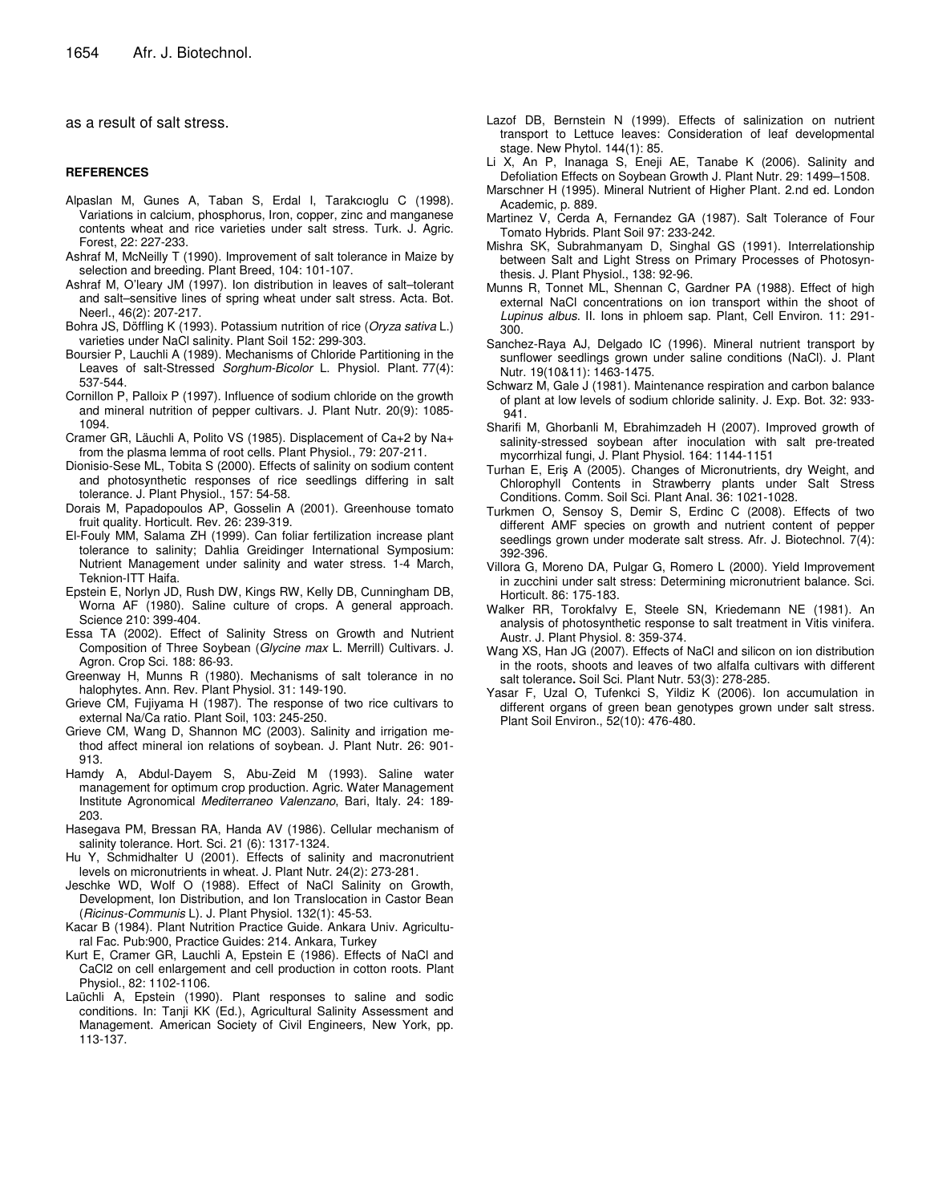as a result of salt stress.

## REFERENCES

Alpaslan M, Gunes A, Taban S, Erdal I, Tarakcıoglu C (1998). Variations in calcium, phosphorus, Iron, copper, zinc and manganese contents wheat and rice varieties under salt stress. Turk. J. Agric. Forest, 22: 227-233.

Ashraf M, McNeilly T (1990). Improvement of salt tolerance in Maize by selection and breeding. Plant Breed, 104: 101-107.

Ashraf M, O'leary JM (1997). Ion distribution in leaves of salt–tolerant and salt–sensitive lines of spring wheat under salt stress. Acta. Bot. Neerl., 46(2): 207-217.

Bohra JS, Döffling K (1993). Potassium nutrition of rice (*Oryza sativa* L.) varieties under NaCl salinity. Plant Soil 152: 299-303.

Boursier P, Lauchli A (1989). Mechanisms of Chloride Partitioning in the Leaves of salt-Stressed *Sorghum-Bicolor* L. Physiol. Plant. 77(4): 537-544.

Cornillon P, Palloix P (1997). Influence of sodium chloride on the growth and mineral nutrition of pepper cultivars. J. Plant Nutr. 20(9): 1085-1094.

Cramer GR, Läuchli A, Polito VS (1985). Displacement of Ca+2 by Na+ from the plasma lemma of root cells. Plant Physiol., 79: 207-211.

Dionisio-Sese ML, Tobita S (2000). Effects of salinity on sodium content and photosynthetic responses of rice seedlings differing in salt tolerance. J. Plant Physiol., 157: 54-58.

Dorais M, Papadopoulos AP, Gosselin A (2001). Greenhouse tomato fruit quality. Horticult. Rev. 26: 239-319.

El-Fouly MM, Salama ZH (1999). Can foliar fertilization increase plant tolerance to salinity; Dahlia Greidinger International Symposium: Nutrient Management under salinity and water stress. 1-4 March, Teknion-ITT Haifa.

Epstein E, Norlyn JD, Rush DW, Kings RW, Kelly DB, Cunningham DB, Worna AF (1980). Saline culture of crops. A general approach. Science 210: 399-404.

Essa TA (2002). Effect of Salinity Stress on Growth and Nutrient Composition of Three Soybean (*Glycine max* L. Merrill) Cultivars. J. Agron. Crop Sci. 188: 86-93.

Greenway H, Munns R (1980). Mechanisms of salt tolerance in no halophytes. Ann. Rev. Plant Physiol. 31: 149-190.

Grieve CM, Fujiyama H (1987). The response of two rice cultivars to external Na/Ca ratio. Plant Soil, 103: 245-250.

Grieve CM, Wang D, Shannon MC (2003). Salinity and irrigation method affect mineral ion relations of soybean. J. Plant Nutr. 26: 901-913.

Hamdy A, Abdul-Dayem S, Abu-Zeid M (1993). Saline water management for optimum crop production. Agric. Water Management Institute Agronomical *Mediterraneo Valenzano*, Bari, Italy. 24: 189-203.

Hasegava PM, Bressan RA, Handa AV (1986). Cellular mechanism of salinity tolerance. Hort. Sci. 21 (6): 1317-1324.

Hu Y, Schmidhalter U (2001). Effects of salinity and macronutrient levels on micronutrients in wheat. J. Plant Nutr. 24(2): 273-281.

Jeschke WD, Wolf O (1988). Effect of NaCl Salinity on Growth, Development, Ion Distribution, and Ion Translocation in Castor Bean (*Ricinus-Communis* L). J. Plant Physiol. 132(1): 45-53.

Kacar B (1984). Plant Nutrition Practice Guide. Ankara Univ. Agricultural Fac. Pub:900, Practice Guides: 214. Ankara, Turkey

Kurt E, Cramer GR, Lauchli A, Epstein E (1986). Effects of NaCl and CaCl2 on cell enlargement and cell production in cotton roots. Plant Physiol., 82: 1102-1106.

Laüchli A, Epstein (1990). Plant responses to saline and sodic conditions. In: Tanji KK (Ed.), Agricultural Salinity Assessment and Management. American Society of Civil Engineers, New York, pp. 113-137.

Lazof DB, Bernstein N (1999). Effects of salinization on nutrient transport to Lettuce leaves: Consideration of leaf developmental stage. New Phytol. 144(1): 85.

Li X, An P, Inanaga S, Eneji AE, Tanabe K (2006). Salinity and Defoliation Effects on Soybean Growth J. Plant Nutr. 29: 1499–1508.

Marschner H (1995). Mineral Nutrient of Higher Plant. 2.nd ed. London Academic, p. 889.

Martinez V, Cerda A, Fernandez GA (1987). Salt Tolerance of Four Tomato Hybrids. Plant Soil 97: 233-242.

Mishra SK, Subrahmanyam D, Singhal GS (1991). Interrelationship between Salt and Light Stress on Primary Processes of Photosynthesis. J. Plant Physiol., 138: 92-96.

Munns R, Tonnet ML, Shennan C, Gardner PA (1988). Effect of high external NaCl concentrations on ion transport within the shoot of *Lupinus albus*. II. Ions in phloem sap. Plant, Cell Environ. 11: 291-300.

Sanchez-Raya AJ, Delgado IC (1996). Mineral nutrient transport by sunflower seedlings grown under saline conditions (NaCl). J. Plant Nutr. 19(10&11): 1463-1475.

Schwarz M, Gale J (1981). Maintenance respiration and carbon balance of plant at low levels of sodium chloride salinity. J. Exp. Bot. 32: 933-941.

Sharifi M, Ghorbanli M, Ebrahimzadeh H (2007). Improved growth of salinity-stressed soybean after inoculation with salt pre-treated mycorrhizal fungi, J. Plant Physiol. 164: 1144-1151

Turhan E, Eriş A (2005). Changes of Micronutrients, dry Weight, and Chlorophyll Contents in Strawberry plants under Salt Stress Conditions. Comm. Soil Sci. Plant Anal. 36: 1021-1028.

Turkmen O, Sensoy S, Demir S, Erdinc C (2008). Effects of two different AMF species on growth and nutrient content of pepper seedlings grown under moderate salt stress. Afr. J. Biotechnol. 7(4): 392-396.

Villora G, Moreno DA, Pulgar G, Romero L (2000). Yield Improvement in zucchini under salt stress: Determining micronutrient balance. Sci. Horticult. 86: 175-183.

Walker RR, Torokfalvy E, Steele SN, Kriedemann NE (1981). An analysis of photosynthetic response to salt treatment in Vitis vinifera. Austr. J. Plant Physiol. 8: 359-374.

Wang XS, Han JG (2007). Effects of NaCl and silicon on ion distribution in the roots, shoots and leaves of two alfalfa cultivars with different salt tolerance**.** Soil Sci. Plant Nutr. 53(3): 278-285.

Yasar F, Uzal O, Tufenkci S, Yildiz K (2006). Ion accumulation in different organs of green bean genotypes grown under salt stress. Plant Soil Environ., 52(10): 476-480.